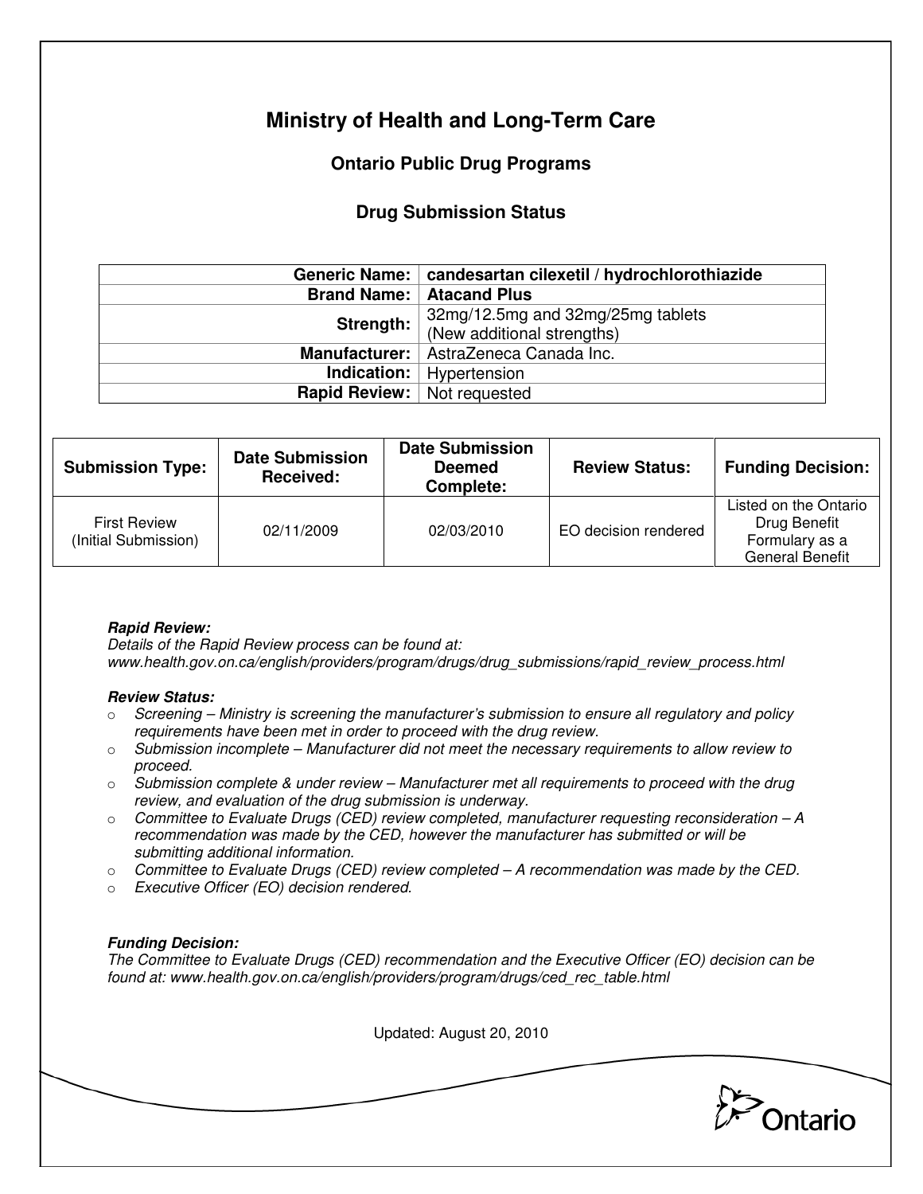# Ministry of Health and Long-Term Care

## Ontario Public Drug Programs

### Drug Submission Status

| | |
|---:|---|
| **Generic Name:** | **candesartan cilexetil / hydrochlorothiazide** |
| **Brand Name:** | **Atacand Plus** |
| **Strength:** | 32mg/12.5mg and 32mg/25mg tablets (New additional strengths) |
| **Manufacturer:** | AstraZeneca Canada Inc. |
| **Indication:** | Hypertension |
| **Rapid Review:** | Not requested |

| Submission Type: | Date Submission Received: | Date Submission Deemed Complete: | Review Status: | Funding Decision: |
|---|---|---|---|---|
| First Review (Initial Submission) | 02/11/2009 | 02/03/2010 | EO decision rendered | Listed on the Ontario Drug Benefit Formulary as a General Benefit |

***Rapid Review:***
*Details of the Rapid Review process can be found at:*
*www.health.gov.on.ca/english/providers/program/drugs/drug_submissions/rapid_review_process.html*

***Review Status:***

- *Screening – Ministry is screening the manufacturer's submission to ensure all regulatory and policy requirements have been met in order to proceed with the drug review.*
- *Submission incomplete – Manufacturer did not meet the necessary requirements to allow review to proceed.*
- *Submission complete & under review – Manufacturer met all requirements to proceed with the drug review, and evaluation of the drug submission is underway.*
- *Committee to Evaluate Drugs (CED) review completed, manufacturer requesting reconsideration – A recommendation was made by the CED, however the manufacturer has submitted or will be submitting additional information.*
- *Committee to Evaluate Drugs (CED) review completed – A recommendation was made by the CED.*
- *Executive Officer (EO) decision rendered.*

***Funding Decision:***
*The Committee to Evaluate Drugs (CED) recommendation and the Executive Officer (EO) decision can be found at: www.health.gov.on.ca/english/providers/program/drugs/ced_rec_table.html*

Updated: August 20, 2010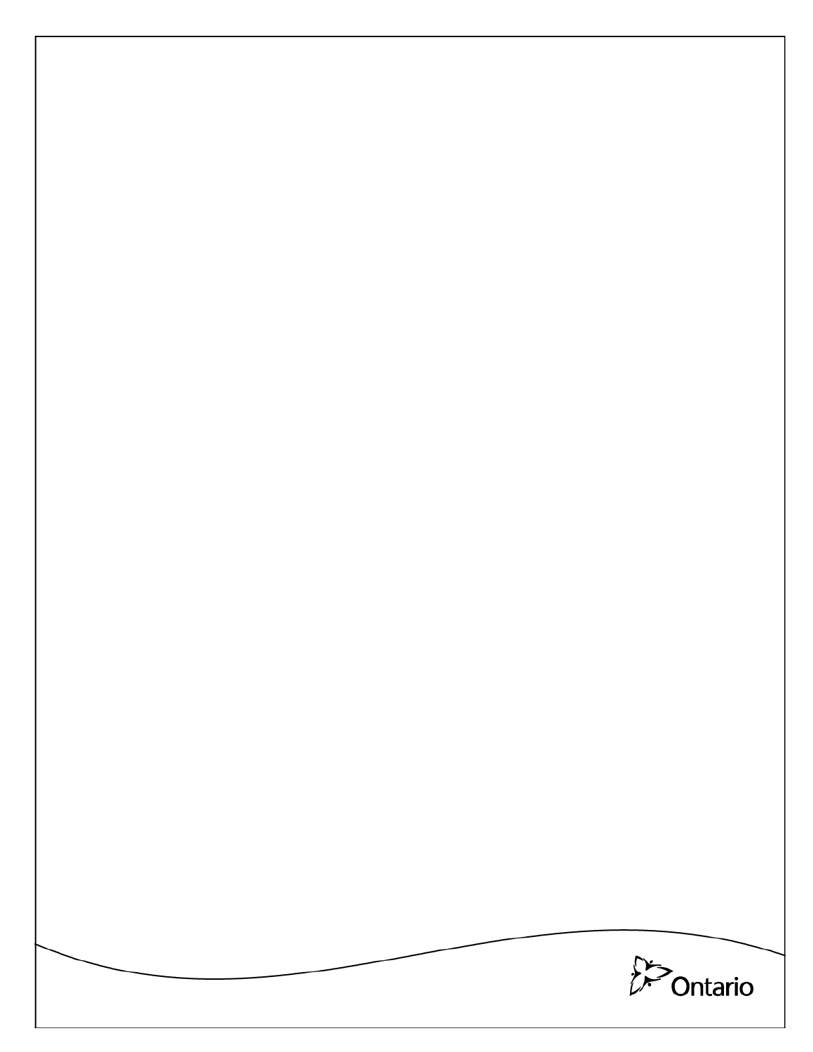Ontario